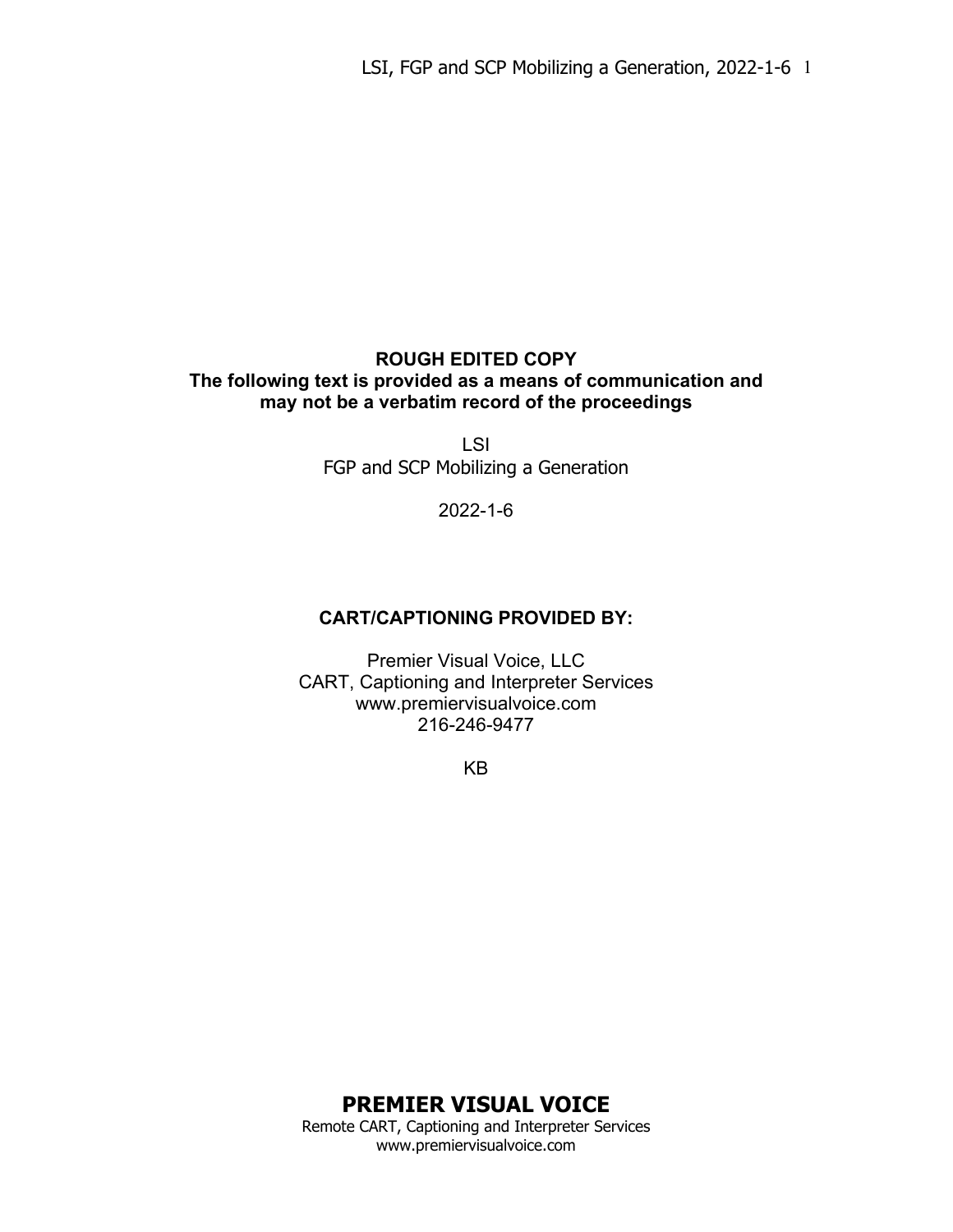**ROUGH EDITED COPY**
**The following text is provided as a means of communication and may not be a verbatim record of the proceedings**

LSI
FGP and SCP Mobilizing a Generation

2022-1-6

**CART/CAPTIONING PROVIDED BY:**

Premier Visual Voice, LLC
CART, Captioning and Interpreter Services
www.premiervisualvoice.com
216-246-9477

KB

**PREMIER VISUAL VOICE**
Remote CART, Captioning and Interpreter Services
www.premiervisualvoice.com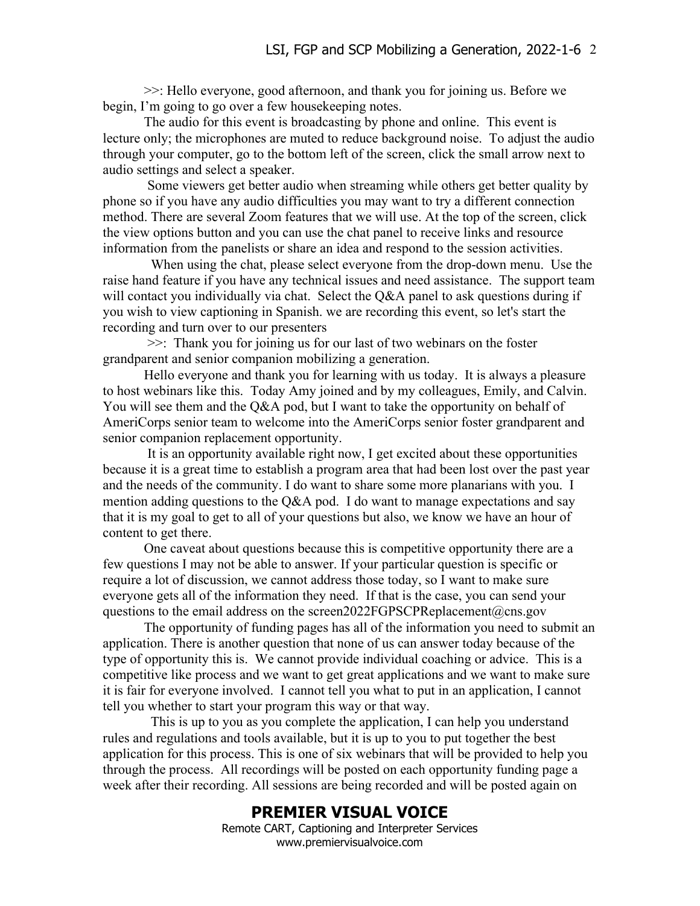>>: Hello everyone, good afternoon, and thank you for joining us. Before we begin, I'm going to go over a few housekeeping notes.

The audio for this event is broadcasting by phone and online. This event is lecture only; the microphones are muted to reduce background noise. To adjust the audio through your computer, go to the bottom left of the screen, click the small arrow next to audio settings and select a speaker.

Some viewers get better audio when streaming while others get better quality by phone so if you have any audio difficulties you may want to try a different connection method. There are several Zoom features that we will use. At the top of the screen, click the view options button and you can use the chat panel to receive links and resource information from the panelists or share an idea and respond to the session activities.

When using the chat, please select everyone from the drop-down menu. Use the raise hand feature if you have any technical issues and need assistance. The support team will contact you individually via chat. Select the Q&A panel to ask questions during if you wish to view captioning in Spanish. we are recording this event, so let's start the recording and turn over to our presenters

>>: Thank you for joining us for our last of two webinars on the foster grandparent and senior companion mobilizing a generation.

Hello everyone and thank you for learning with us today. It is always a pleasure to host webinars like this. Today Amy joined and by my colleagues, Emily, and Calvin. You will see them and the Q&A pod, but I want to take the opportunity on behalf of AmeriCorps senior team to welcome into the AmeriCorps senior foster grandparent and senior companion replacement opportunity.

It is an opportunity available right now, I get excited about these opportunities because it is a great time to establish a program area that had been lost over the past year and the needs of the community. I do want to share some more planarians with you. I mention adding questions to the Q&A pod. I do want to manage expectations and say that it is my goal to get to all of your questions but also, we know we have an hour of content to get there.

One caveat about questions because this is competitive opportunity there are a few questions I may not be able to answer. If your particular question is specific or require a lot of discussion, we cannot address those today, so I want to make sure everyone gets all of the information they need. If that is the case, you can send your questions to the email address on the screen2022FGPSCPReplacement@cns.gov

The opportunity of funding pages has all of the information you need to submit an application. There is another question that none of us can answer today because of the type of opportunity this is. We cannot provide individual coaching or advice. This is a competitive like process and we want to get great applications and we want to make sure it is fair for everyone involved. I cannot tell you what to put in an application, I cannot tell you whether to start your program this way or that way.

This is up to you as you complete the application, I can help you understand rules and regulations and tools available, but it is up to you to put together the best application for this process. This is one of six webinars that will be provided to help you through the process. All recordings will be posted on each opportunity funding page a week after their recording. All sessions are being recorded and will be posted again on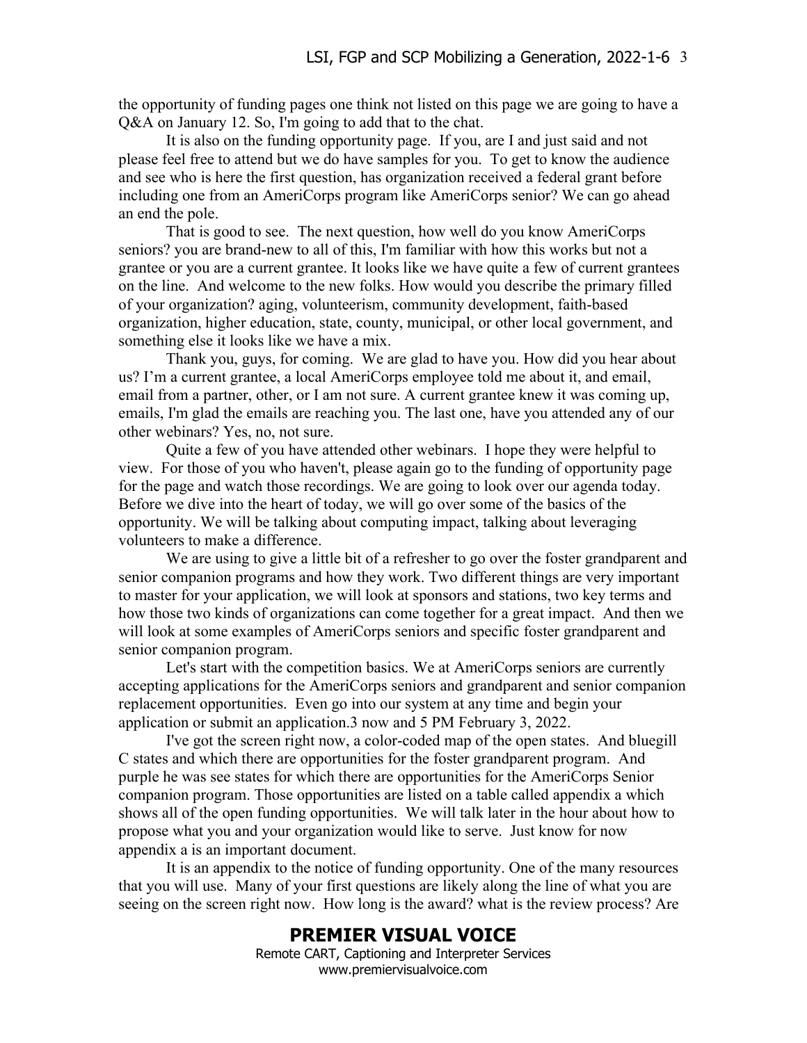the opportunity of funding pages one think not listed on this page we are going to have a Q&A on January 12. So, I'm going to add that to the chat.

It is also on the funding opportunity page. If you, are I and just said and not please feel free to attend but we do have samples for you. To get to know the audience and see who is here the first question, has organization received a federal grant before including one from an AmeriCorps program like AmeriCorps senior? We can go ahead an end the pole.

That is good to see. The next question, how well do you know AmeriCorps seniors? you are brand-new to all of this, I'm familiar with how this works but not a grantee or you are a current grantee. It looks like we have quite a few of current grantees on the line. And welcome to the new folks. How would you describe the primary filled of your organization? aging, volunteerism, community development, faith-based organization, higher education, state, county, municipal, or other local government, and something else it looks like we have a mix.

Thank you, guys, for coming. We are glad to have you. How did you hear about us? I'm a current grantee, a local AmeriCorps employee told me about it, and email, email from a partner, other, or I am not sure. A current grantee knew it was coming up, emails, I'm glad the emails are reaching you. The last one, have you attended any of our other webinars? Yes, no, not sure.

Quite a few of you have attended other webinars. I hope they were helpful to view. For those of you who haven't, please again go to the funding of opportunity page for the page and watch those recordings. We are going to look over our agenda today. Before we dive into the heart of today, we will go over some of the basics of the opportunity. We will be talking about computing impact, talking about leveraging volunteers to make a difference.

We are using to give a little bit of a refresher to go over the foster grandparent and senior companion programs and how they work. Two different things are very important to master for your application, we will look at sponsors and stations, two key terms and how those two kinds of organizations can come together for a great impact. And then we will look at some examples of AmeriCorps seniors and specific foster grandparent and senior companion program.

Let's start with the competition basics. We at AmeriCorps seniors are currently accepting applications for the AmeriCorps seniors and grandparent and senior companion replacement opportunities. Even go into our system at any time and begin your application or submit an application.3 now and 5 PM February 3, 2022.

I've got the screen right now, a color-coded map of the open states. And bluegill C states and which there are opportunities for the foster grandparent program. And purple he was see states for which there are opportunities for the AmeriCorps Senior companion program. Those opportunities are listed on a table called appendix a which shows all of the open funding opportunities. We will talk later in the hour about how to propose what you and your organization would like to serve. Just know for now appendix a is an important document.

It is an appendix to the notice of funding opportunity. One of the many resources that you will use. Many of your first questions are likely along the line of what you are seeing on the screen right now. How long is the award? what is the review process? Are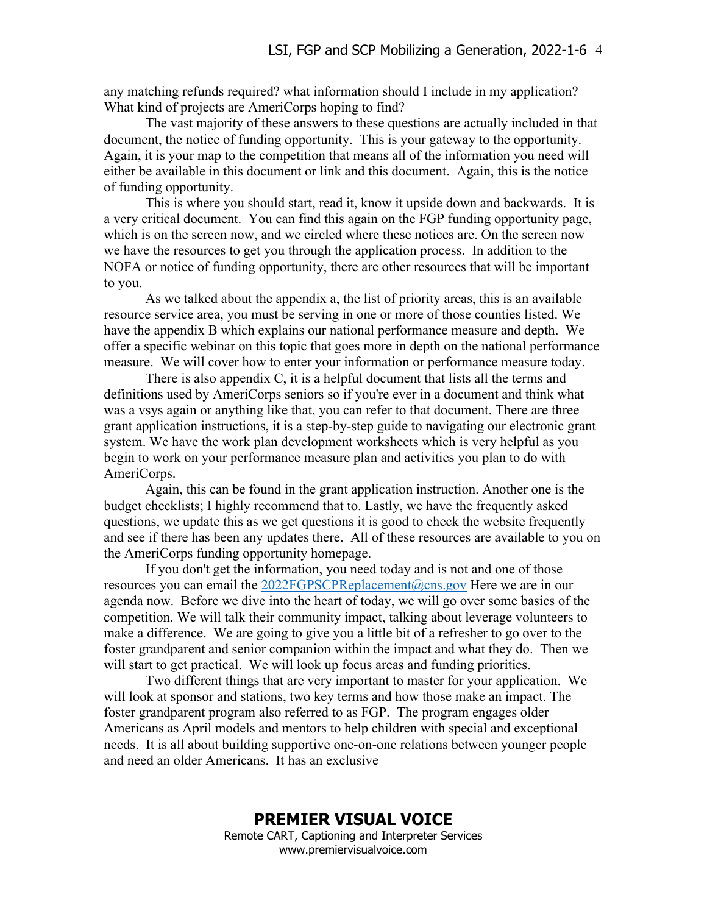any matching refunds required? what information should I include in my application? What kind of projects are AmeriCorps hoping to find?

The vast majority of these answers to these questions are actually included in that document, the notice of funding opportunity. This is your gateway to the opportunity. Again, it is your map to the competition that means all of the information you need will either be available in this document or link and this document. Again, this is the notice of funding opportunity.

This is where you should start, read it, know it upside down and backwards. It is a very critical document. You can find this again on the FGP funding opportunity page, which is on the screen now, and we circled where these notices are. On the screen now we have the resources to get you through the application process. In addition to the NOFA or notice of funding opportunity, there are other resources that will be important to you.

As we talked about the appendix a, the list of priority areas, this is an available resource service area, you must be serving in one or more of those counties listed. We have the appendix B which explains our national performance measure and depth. We offer a specific webinar on this topic that goes more in depth on the national performance measure. We will cover how to enter your information or performance measure today.

There is also appendix C, it is a helpful document that lists all the terms and definitions used by AmeriCorps seniors so if you're ever in a document and think what was a vsys again or anything like that, you can refer to that document. There are three grant application instructions, it is a step-by-step guide to navigating our electronic grant system. We have the work plan development worksheets which is very helpful as you begin to work on your performance measure plan and activities you plan to do with AmeriCorps.

Again, this can be found in the grant application instruction. Another one is the budget checklists; I highly recommend that to. Lastly, we have the frequently asked questions, we update this as we get questions it is good to check the website frequently and see if there has been any updates there. All of these resources are available to you on the AmeriCorps funding opportunity homepage.

If you don't get the information, you need today and is not and one of those resources you can email the 2022FGPSCPReplacement@cns.gov Here we are in our agenda now. Before we dive into the heart of today, we will go over some basics of the competition. We will talk their community impact, talking about leverage volunteers to make a difference. We are going to give you a little bit of a refresher to go over to the foster grandparent and senior companion within the impact and what they do. Then we will start to get practical. We will look up focus areas and funding priorities.

Two different things that are very important to master for your application. We will look at sponsor and stations, two key terms and how those make an impact. The foster grandparent program also referred to as FGP. The program engages older Americans as April models and mentors to help children with special and exceptional needs. It is all about building supportive one-on-one relations between younger people and need an older Americans. It has an exclusive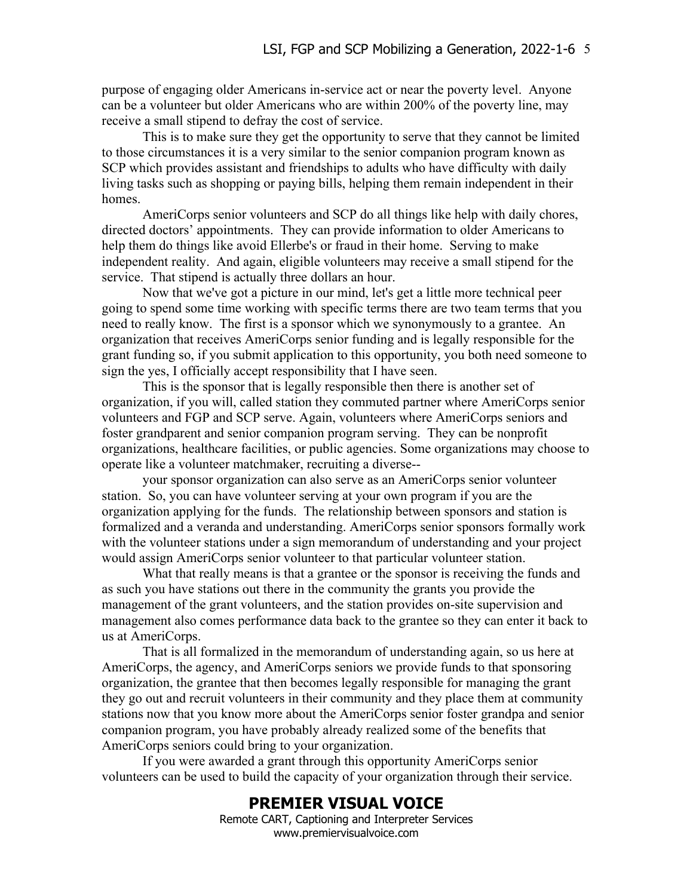purpose of engaging older Americans in-service act or near the poverty level. Anyone can be a volunteer but older Americans who are within 200% of the poverty line, may receive a small stipend to defray the cost of service.

This is to make sure they get the opportunity to serve that they cannot be limited to those circumstances it is a very similar to the senior companion program known as SCP which provides assistant and friendships to adults who have difficulty with daily living tasks such as shopping or paying bills, helping them remain independent in their homes.

AmeriCorps senior volunteers and SCP do all things like help with daily chores, directed doctors' appointments. They can provide information to older Americans to help them do things like avoid Ellerbe's or fraud in their home. Serving to make independent reality. And again, eligible volunteers may receive a small stipend for the service. That stipend is actually three dollars an hour.

Now that we've got a picture in our mind, let's get a little more technical peer going to spend some time working with specific terms there are two team terms that you need to really know. The first is a sponsor which we synonymously to a grantee. An organization that receives AmeriCorps senior funding and is legally responsible for the grant funding so, if you submit application to this opportunity, you both need someone to sign the yes, I officially accept responsibility that I have seen.

This is the sponsor that is legally responsible then there is another set of organization, if you will, called station they commuted partner where AmeriCorps senior volunteers and FGP and SCP serve. Again, volunteers where AmeriCorps seniors and foster grandparent and senior companion program serving. They can be nonprofit organizations, healthcare facilities, or public agencies. Some organizations may choose to operate like a volunteer matchmaker, recruiting a diverse--

your sponsor organization can also serve as an AmeriCorps senior volunteer station. So, you can have volunteer serving at your own program if you are the organization applying for the funds. The relationship between sponsors and station is formalized and a veranda and understanding. AmeriCorps senior sponsors formally work with the volunteer stations under a sign memorandum of understanding and your project would assign AmeriCorps senior volunteer to that particular volunteer station.

What that really means is that a grantee or the sponsor is receiving the funds and as such you have stations out there in the community the grants you provide the management of the grant volunteers, and the station provides on-site supervision and management also comes performance data back to the grantee so they can enter it back to us at AmeriCorps.

That is all formalized in the memorandum of understanding again, so us here at AmeriCorps, the agency, and AmeriCorps seniors we provide funds to that sponsoring organization, the grantee that then becomes legally responsible for managing the grant they go out and recruit volunteers in their community and they place them at community stations now that you know more about the AmeriCorps senior foster grandpa and senior companion program, you have probably already realized some of the benefits that AmeriCorps seniors could bring to your organization.

If you were awarded a grant through this opportunity AmeriCorps senior volunteers can be used to build the capacity of your organization through their service.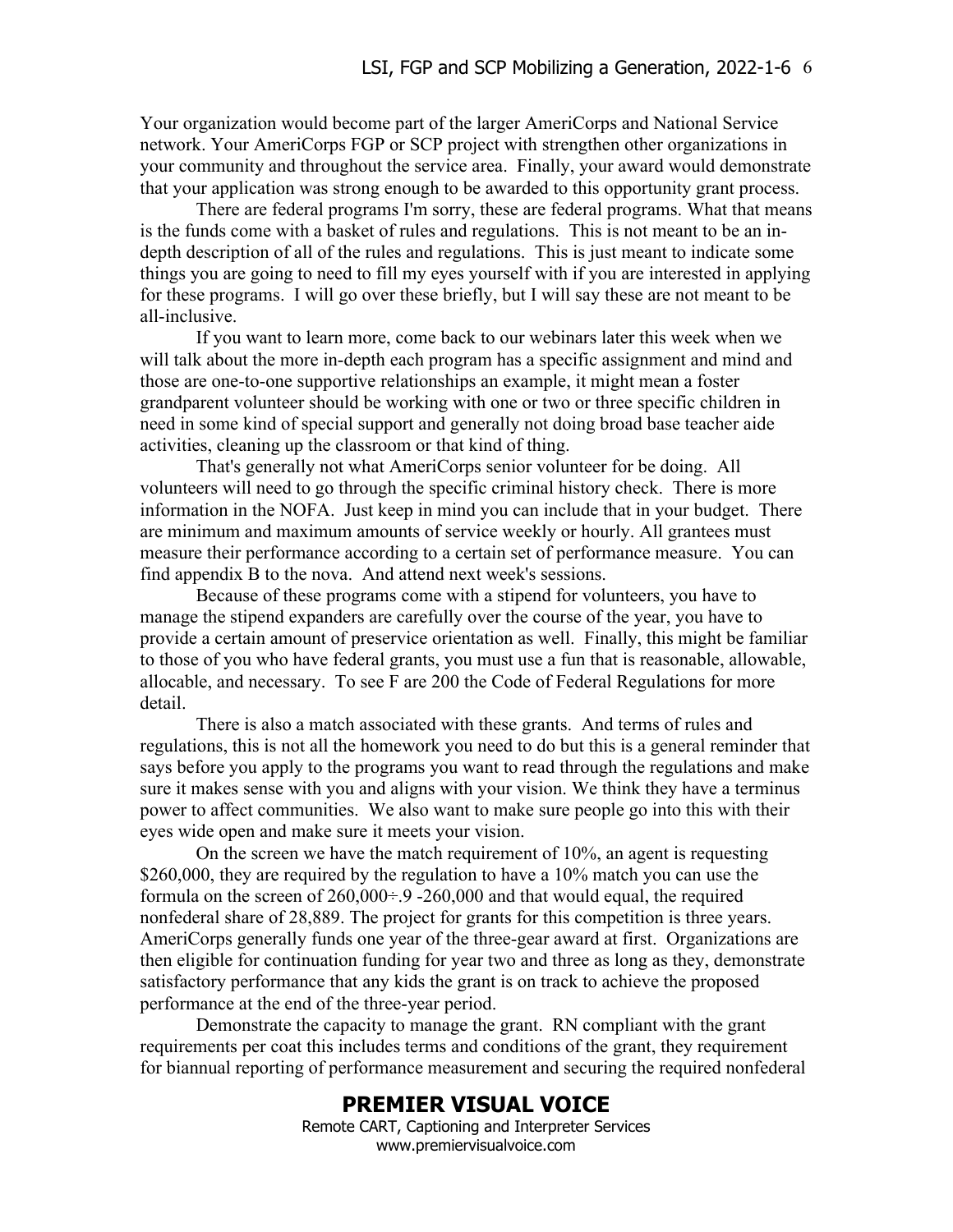Your organization would become part of the larger AmeriCorps and National Service network. Your AmeriCorps FGP or SCP project with strengthen other organizations in your community and throughout the service area. Finally, your award would demonstrate that your application was strong enough to be awarded to this opportunity grant process.

There are federal programs I'm sorry, these are federal programs. What that means is the funds come with a basket of rules and regulations. This is not meant to be an in-depth description of all of the rules and regulations. This is just meant to indicate some things you are going to need to fill my eyes yourself with if you are interested in applying for these programs. I will go over these briefly, but I will say these are not meant to be all-inclusive.

If you want to learn more, come back to our webinars later this week when we will talk about the more in-depth each program has a specific assignment and mind and those are one-to-one supportive relationships an example, it might mean a foster grandparent volunteer should be working with one or two or three specific children in need in some kind of special support and generally not doing broad base teacher aide activities, cleaning up the classroom or that kind of thing.

That's generally not what AmeriCorps senior volunteer for be doing. All volunteers will need to go through the specific criminal history check. There is more information in the NOFA. Just keep in mind you can include that in your budget. There are minimum and maximum amounts of service weekly or hourly. All grantees must measure their performance according to a certain set of performance measure. You can find appendix B to the nova. And attend next week's sessions.

Because of these programs come with a stipend for volunteers, you have to manage the stipend expanders are carefully over the course of the year, you have to provide a certain amount of preservice orientation as well. Finally, this might be familiar to those of you who have federal grants, you must use a fun that is reasonable, allowable, allocable, and necessary. To see F are 200 the Code of Federal Regulations for more detail.

There is also a match associated with these grants. And terms of rules and regulations, this is not all the homework you need to do but this is a general reminder that says before you apply to the programs you want to read through the regulations and make sure it makes sense with you and aligns with your vision. We think they have a terminus power to affect communities. We also want to make sure people go into this with their eyes wide open and make sure it meets your vision.

On the screen we have the match requirement of 10%, an agent is requesting \$260,000, they are required by the regulation to have a 10% match you can use the formula on the screen of 260,000÷.9 -260,000 and that would equal, the required nonfederal share of 28,889. The project for grants for this competition is three years. AmeriCorps generally funds one year of the three-gear award at first. Organizations are then eligible for continuation funding for year two and three as long as they, demonstrate satisfactory performance that any kids the grant is on track to achieve the proposed performance at the end of the three-year period.

Demonstrate the capacity to manage the grant. RN compliant with the grant requirements per coat this includes terms and conditions of the grant, they requirement for biannual reporting of performance measurement and securing the required nonfederal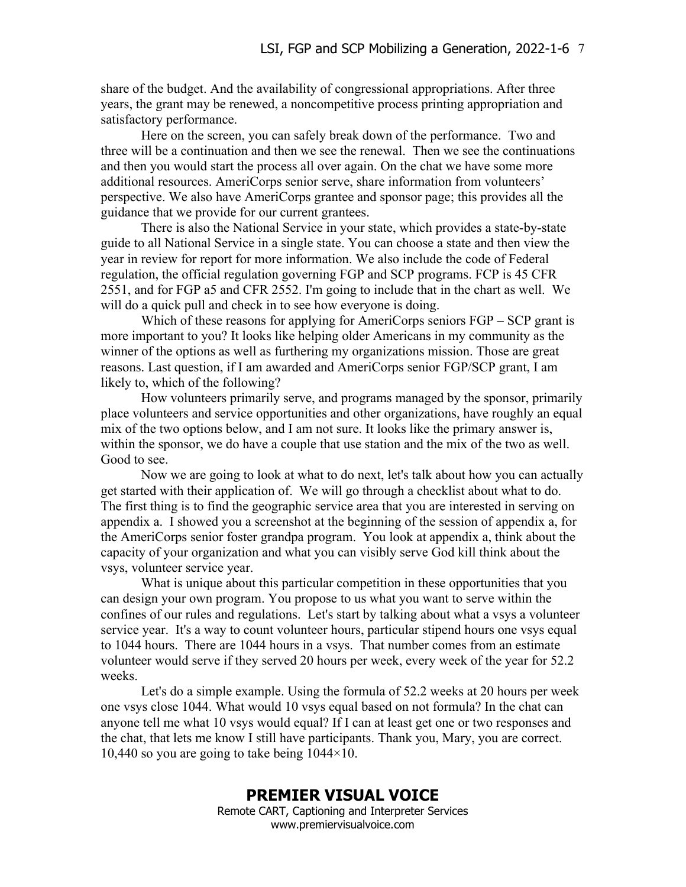share of the budget. And the availability of congressional appropriations. After three years, the grant may be renewed, a noncompetitive process printing appropriation and satisfactory performance.

Here on the screen, you can safely break down of the performance. Two and three will be a continuation and then we see the renewal. Then we see the continuations and then you would start the process all over again. On the chat we have some more additional resources. AmeriCorps senior serve, share information from volunteers' perspective. We also have AmeriCorps grantee and sponsor page; this provides all the guidance that we provide for our current grantees.

There is also the National Service in your state, which provides a state-by-state guide to all National Service in a single state. You can choose a state and then view the year in review for report for more information. We also include the code of Federal regulation, the official regulation governing FGP and SCP programs. FCP is 45 CFR 2551, and for FGP a5 and CFR 2552. I'm going to include that in the chart as well. We will do a quick pull and check in to see how everyone is doing.

Which of these reasons for applying for AmeriCorps seniors FGP – SCP grant is more important to you? It looks like helping older Americans in my community as the winner of the options as well as furthering my organizations mission. Those are great reasons. Last question, if I am awarded and AmeriCorps senior FGP/SCP grant, I am likely to, which of the following?

How volunteers primarily serve, and programs managed by the sponsor, primarily place volunteers and service opportunities and other organizations, have roughly an equal mix of the two options below, and I am not sure. It looks like the primary answer is, within the sponsor, we do have a couple that use station and the mix of the two as well. Good to see.

Now we are going to look at what to do next, let's talk about how you can actually get started with their application of. We will go through a checklist about what to do. The first thing is to find the geographic service area that you are interested in serving on appendix a. I showed you a screenshot at the beginning of the session of appendix a, for the AmeriCorps senior foster grandpa program. You look at appendix a, think about the capacity of your organization and what you can visibly serve God kill think about the vsys, volunteer service year.

What is unique about this particular competition in these opportunities that you can design your own program. You propose to us what you want to serve within the confines of our rules and regulations. Let's start by talking about what a vsys a volunteer service year. It's a way to count volunteer hours, particular stipend hours one vsys equal to 1044 hours. There are 1044 hours in a vsys. That number comes from an estimate volunteer would serve if they served 20 hours per week, every week of the year for 52.2 weeks.

Let's do a simple example. Using the formula of 52.2 weeks at 20 hours per week one vsys close 1044. What would 10 vsys equal based on not formula? In the chat can anyone tell me what 10 vsys would equal? If I can at least get one or two responses and the chat, that lets me know I still have participants. Thank you, Mary, you are correct. 10,440 so you are going to take being 1044×10.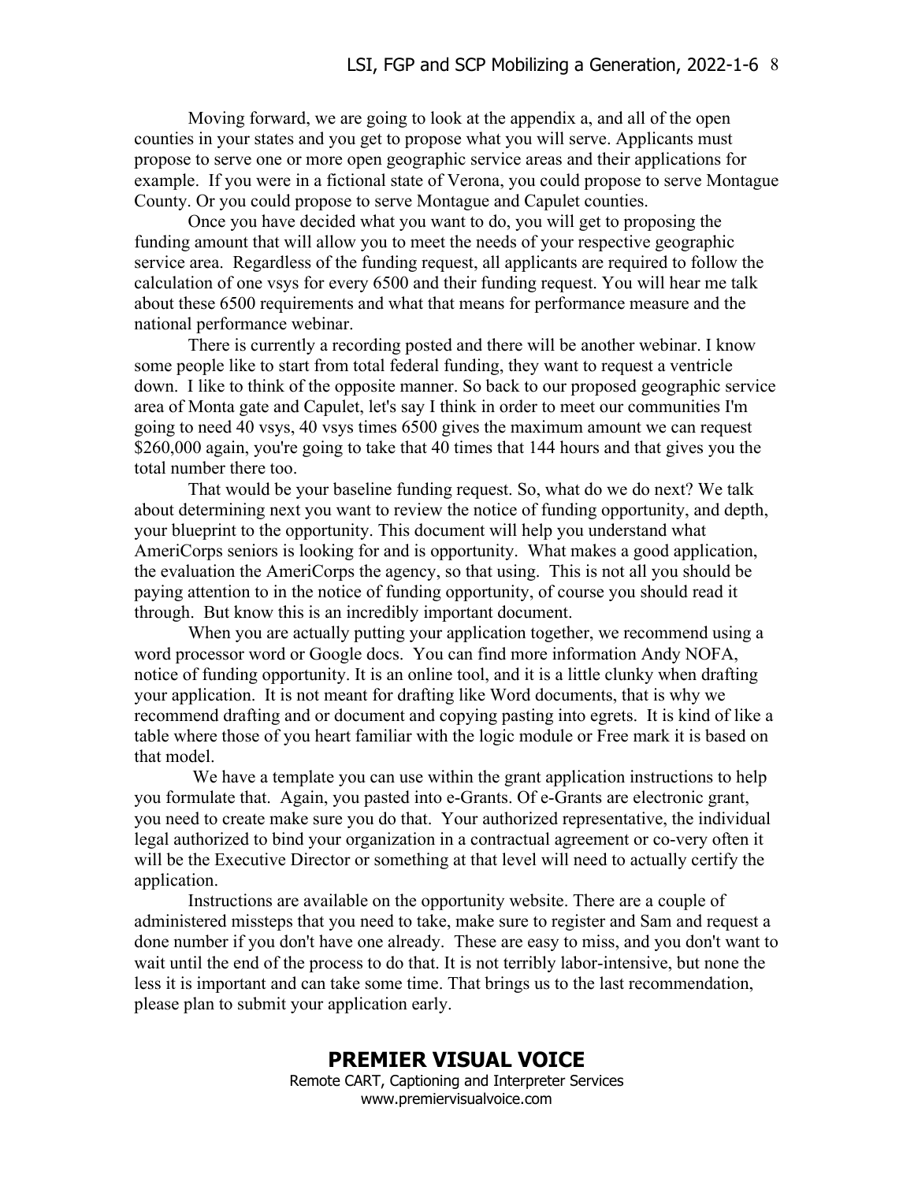Moving forward, we are going to look at the appendix a, and all of the open counties in your states and you get to propose what you will serve. Applicants must propose to serve one or more open geographic service areas and their applications for example.  If you were in a fictional state of Verona, you could propose to serve Montague County. Or you could propose to serve Montague and Capulet counties.

Once you have decided what you want to do, you will get to proposing the funding amount that will allow you to meet the needs of your respective geographic service area.  Regardless of the funding request, all applicants are required to follow the calculation of one vsys for every 6500 and their funding request. You will hear me talk about these 6500 requirements and what that means for performance measure and the national performance webinar.

There is currently a recording posted and there will be another webinar. I know some people like to start from total federal funding, they want to request a ventricle down.  I like to think of the opposite manner. So back to our proposed geographic service area of Monta gate and Capulet, let's say I think in order to meet our communities I'm going to need 40 vsys, 40 vsys times 6500 gives the maximum amount we can request $260,000 again, you're going to take that 40 times that 144 hours and that gives you the total number there too.

That would be your baseline funding request. So, what do we do next? We talk about determining next you want to review the notice of funding opportunity, and depth, your blueprint to the opportunity. This document will help you understand what AmeriCorps seniors is looking for and is opportunity.  What makes a good application, the evaluation the AmeriCorps the agency, so that using.  This is not all you should be paying attention to in the notice of funding opportunity, of course you should read it through.  But know this is an incredibly important document.

When you are actually putting your application together, we recommend using a word processor word or Google docs.  You can find more information Andy NOFA, notice of funding opportunity. It is an online tool, and it is a little clunky when drafting your application.  It is not meant for drafting like Word documents, that is why we recommend drafting and or document and copying pasting into egrets.  It is kind of like a table where those of you heart familiar with the logic module or Free mark it is based on that model.

We have a template you can use within the grant application instructions to help you formulate that.  Again, you pasted into e-Grants. Of e-Grants are electronic grant, you need to create make sure you do that.  Your authorized representative, the individual legal authorized to bind your organization in a contractual agreement or co-very often it will be the Executive Director or something at that level will need to actually certify the application.

Instructions are available on the opportunity website. There are a couple of administered missteps that you need to take, make sure to register and Sam and request a done number if you don't have one already.  These are easy to miss, and you don't want to wait until the end of the process to do that. It is not terribly labor-intensive, but none the less it is important and can take some time. That brings us to the last recommendation, please plan to submit your application early.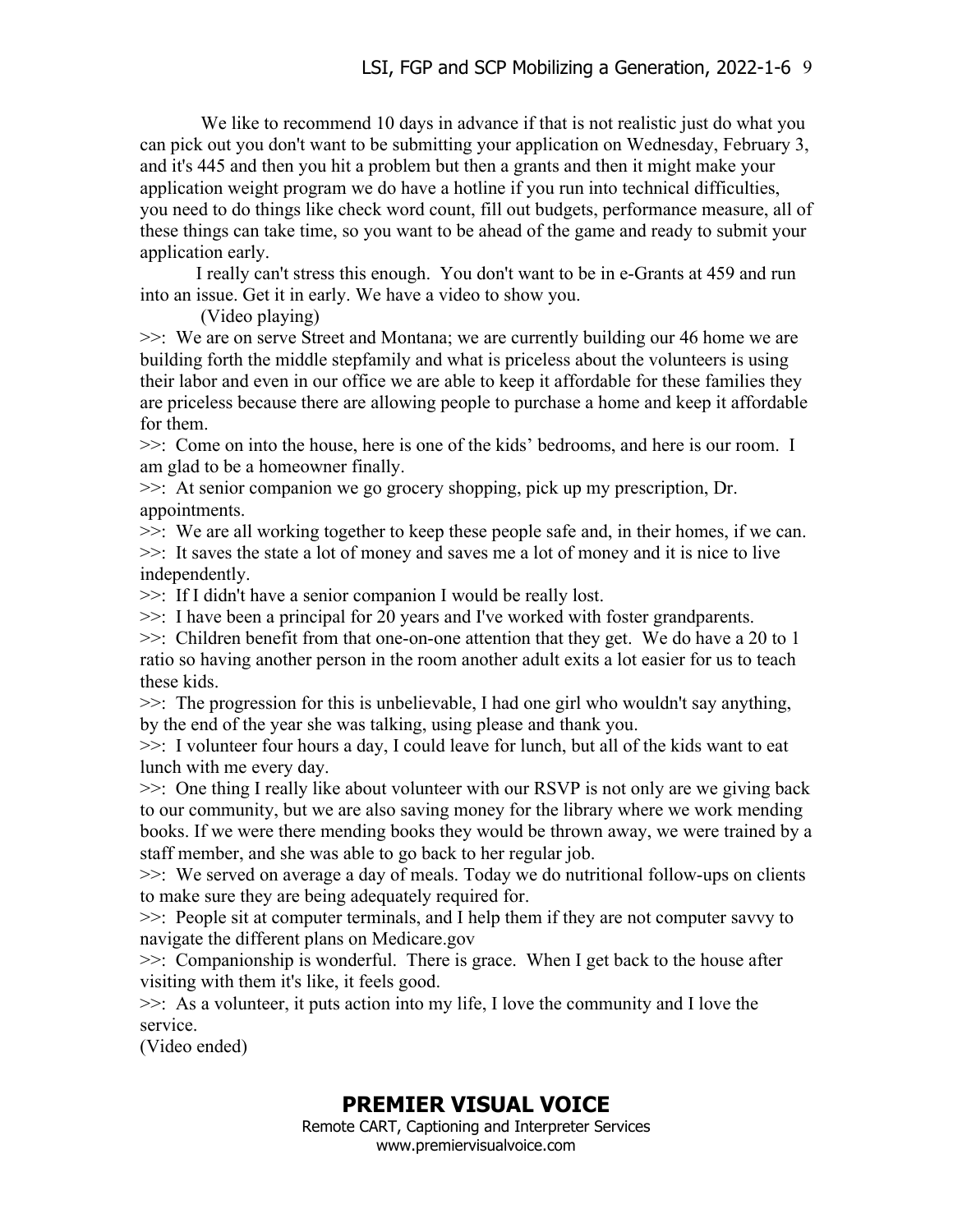We like to recommend 10 days in advance if that is not realistic just do what you can pick out you don't want to be submitting your application on Wednesday, February 3, and it's 445 and then you hit a problem but then a grants and then it might make your application weight program we do have a hotline if you run into technical difficulties, you need to do things like check word count, fill out budgets, performance measure, all of these things can take time, so you want to be ahead of the game and ready to submit your application early.

I really can't stress this enough. You don't want to be in e-Grants at 459 and run into an issue. Get it in early. We have a video to show you.

(Video playing)

>>: We are on serve Street and Montana; we are currently building our 46 home we are building forth the middle stepfamily and what is priceless about the volunteers is using their labor and even in our office we are able to keep it affordable for these families they are priceless because there are allowing people to purchase a home and keep it affordable for them.

>>: Come on into the house, here is one of the kids' bedrooms, and here is our room. I am glad to be a homeowner finally.

>>: At senior companion we go grocery shopping, pick up my prescription, Dr. appointments.

>>: We are all working together to keep these people safe and, in their homes, if we can.

>>: It saves the state a lot of money and saves me a lot of money and it is nice to live independently.

>>: If I didn't have a senior companion I would be really lost.

>>: I have been a principal for 20 years and I've worked with foster grandparents.

>>: Children benefit from that one-on-one attention that they get. We do have a 20 to 1 ratio so having another person in the room another adult exits a lot easier for us to teach these kids.

>>: The progression for this is unbelievable, I had one girl who wouldn't say anything, by the end of the year she was talking, using please and thank you.

>>: I volunteer four hours a day, I could leave for lunch, but all of the kids want to eat lunch with me every day.

>>: One thing I really like about volunteer with our RSVP is not only are we giving back to our community, but we are also saving money for the library where we work mending books. If we were there mending books they would be thrown away, we were trained by a staff member, and she was able to go back to her regular job.

>>: We served on average a day of meals. Today we do nutritional follow-ups on clients to make sure they are being adequately required for.

>>: People sit at computer terminals, and I help them if they are not computer savvy to navigate the different plans on Medicare.gov

>>: Companionship is wonderful. There is grace. When I get back to the house after visiting with them it's like, it feels good.

>>: As a volunteer, it puts action into my life, I love the community and I love the service.

(Video ended)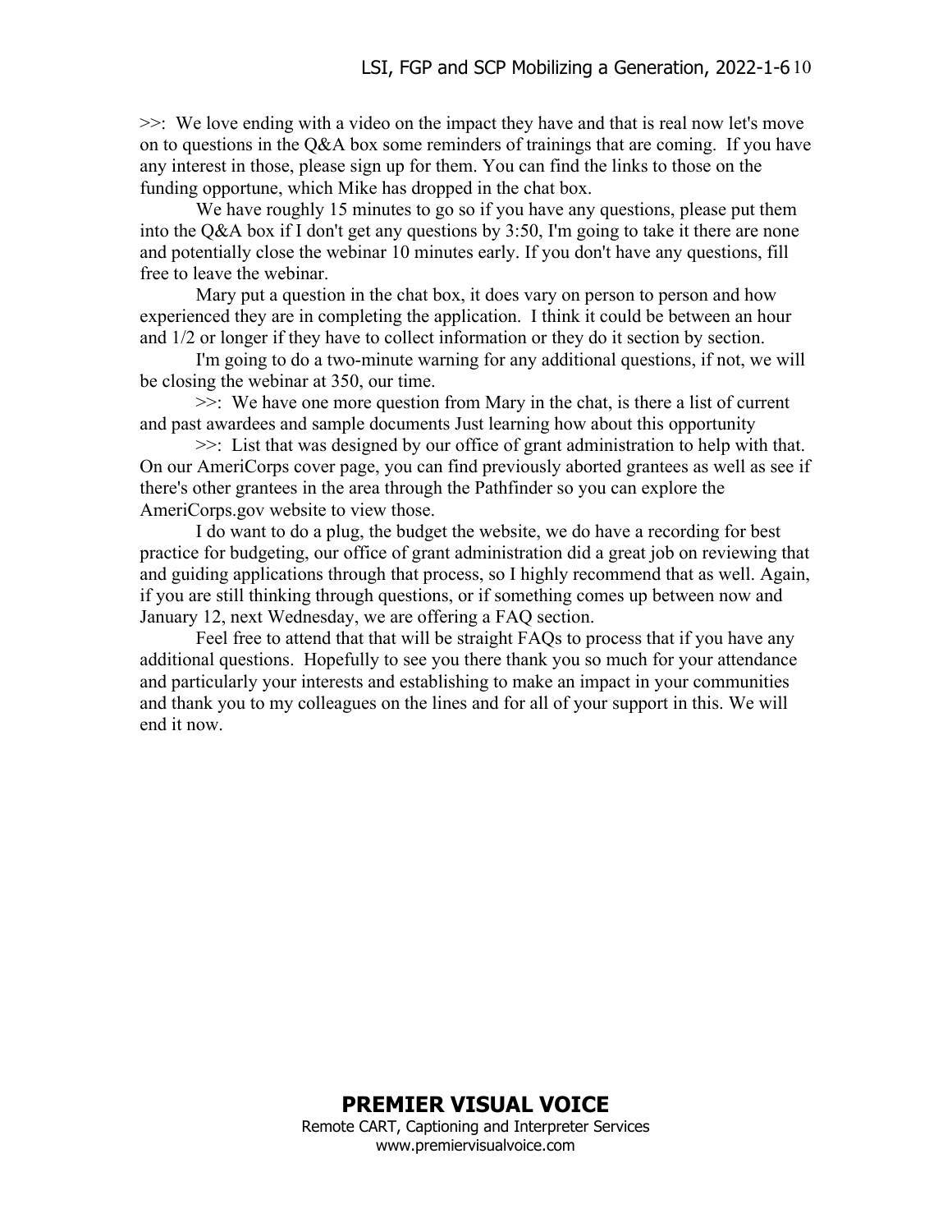>>: We love ending with a video on the impact they have and that is real now let's move on to questions in the Q&A box some reminders of trainings that are coming. If you have any interest in those, please sign up for them. You can find the links to those on the funding opportune, which Mike has dropped in the chat box.

We have roughly 15 minutes to go so if you have any questions, please put them into the Q&A box if I don't get any questions by 3:50, I'm going to take it there are none and potentially close the webinar 10 minutes early. If you don't have any questions, fill free to leave the webinar.

Mary put a question in the chat box, it does vary on person to person and how experienced they are in completing the application. I think it could be between an hour and 1/2 or longer if they have to collect information or they do it section by section.

I'm going to do a two-minute warning for any additional questions, if not, we will be closing the webinar at 350, our time.

>>: We have one more question from Mary in the chat, is there a list of current and past awardees and sample documents Just learning how about this opportunity

>>: List that was designed by our office of grant administration to help with that. On our AmeriCorps cover page, you can find previously aborted grantees as well as see if there's other grantees in the area through the Pathfinder so you can explore the AmeriCorps.gov website to view those.

I do want to do a plug, the budget the website, we do have a recording for best practice for budgeting, our office of grant administration did a great job on reviewing that and guiding applications through that process, so I highly recommend that as well. Again, if you are still thinking through questions, or if something comes up between now and January 12, next Wednesday, we are offering a FAQ section.

Feel free to attend that that will be straight FAQs to process that if you have any additional questions. Hopefully to see you there thank you so much for your attendance and particularly your interests and establishing to make an impact in your communities and thank you to my colleagues on the lines and for all of your support in this. We will end it now.